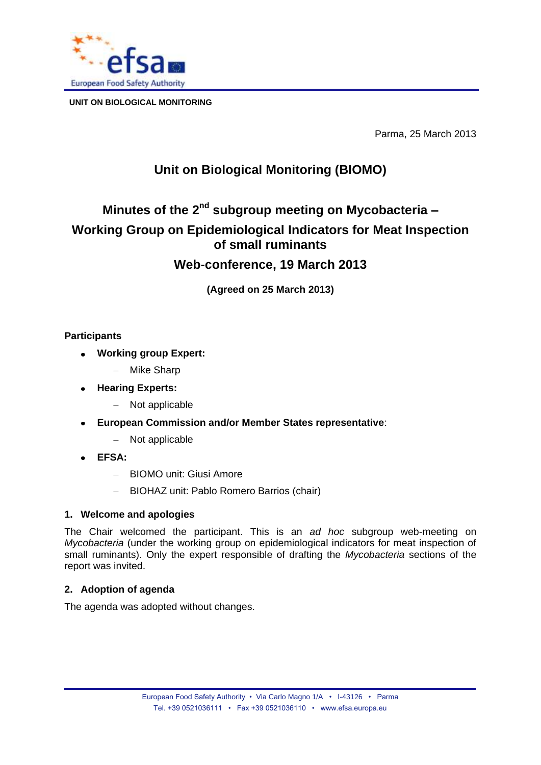UNIT ON BIOLOGICAL MONITORING

Parma, 25 March 2013

# Unit on Biological Monitoring (BIOMO)

## Minutes of the 2nd subgroup meeting on Mycobacteria – Working Group on Epidemiological Indicators for Meat Inspection of small ruminants

## Web-conference, 19 March 2013

**(Agreed on 25 March 2013)**

**Participants**

- **Working group Expert:**
  - Mike Sharp
- **Hearing Experts:**
  - Not applicable
- **European Commission and/or Member States representative**:
  - Not applicable
- **EFSA:**
  - BIOMO unit: Giusi Amore
  - BIOHAZ unit: Pablo Romero Barrios (chair)

### 1. Welcome and apologies

The Chair welcomed the participant. This is an *ad hoc* subgroup web-meeting on *Mycobacteria* (under the working group on epidemiological indicators for meat inspection of small ruminants). Only the expert responsible of drafting the *Mycobacteria* sections of the report was invited.

### 2. Adoption of agenda

The agenda was adopted without changes.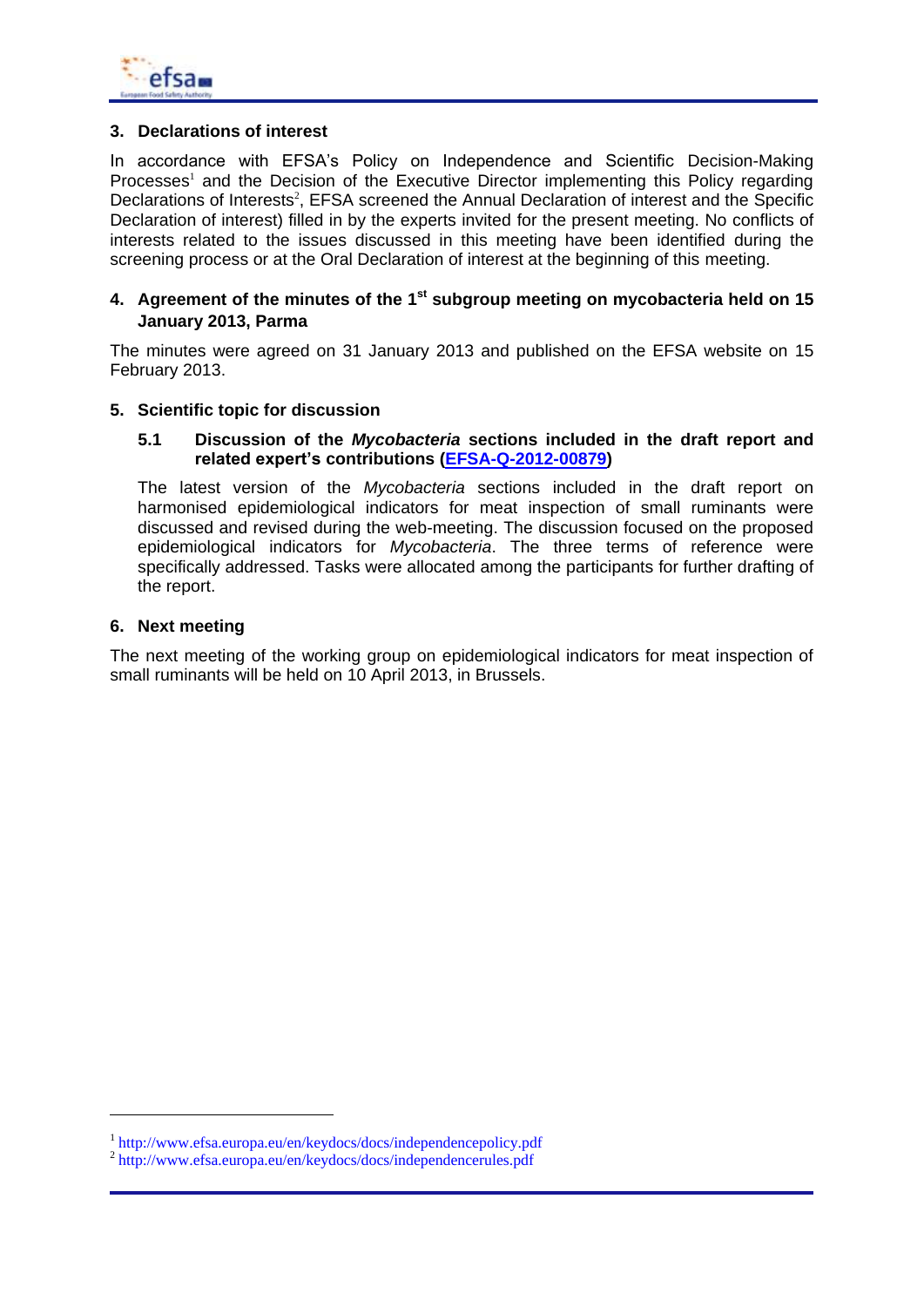## 3. Declarations of interest

In accordance with EFSA's Policy on Independence and Scientific Decision-Making Processes[1] and the Decision of the Executive Director implementing this Policy regarding Declarations of Interests[2], EFSA screened the Annual Declaration of interest and the Specific Declaration of interest) filled in by the experts invited for the present meeting. No conflicts of interests related to the issues discussed in this meeting have been identified during the screening process or at the Oral Declaration of interest at the beginning of this meeting.

## 4. Agreement of the minutes of the 1st subgroup meeting on mycobacteria held on 15 January 2013, Parma

The minutes were agreed on 31 January 2013 and published on the EFSA website on 15 February 2013.

## 5. Scientific topic for discussion

### 5.1 Discussion of the *Mycobacteria* sections included in the draft report and related expert's contributions (EFSA-Q-2012-00879)

The latest version of the *Mycobacteria* sections included in the draft report on harmonised epidemiological indicators for meat inspection of small ruminants were discussed and revised during the web-meeting. The discussion focused on the proposed epidemiological indicators for *Mycobacteria*. The three terms of reference were specifically addressed. Tasks were allocated among the participants for further drafting of the report.

## 6. Next meeting

The next meeting of the working group on epidemiological indicators for meat inspection of small ruminants will be held on 10 April 2013, in Brussels.

---

[1] http://www.efsa.europa.eu/en/keydocs/docs/independencepolicy.pdf

[2] http://www.efsa.europa.eu/en/keydocs/docs/independencerules.pdf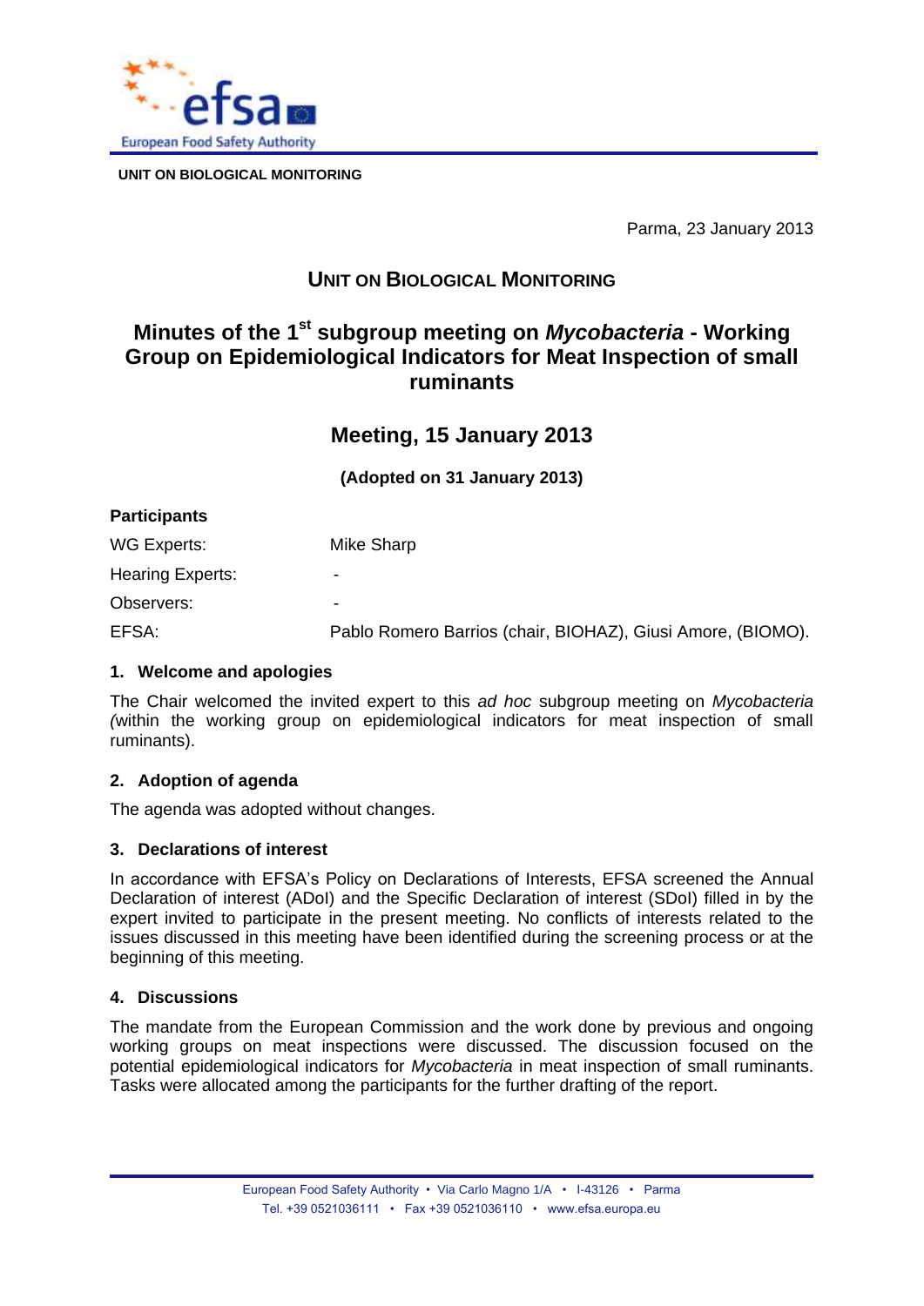UNIT ON BIOLOGICAL MONITORING

Parma, 23 January 2013

## UNIT ON BIOLOGICAL MONITORING

# Minutes of the 1st subgroup meeting on *Mycobacteria* - Working Group on Epidemiological Indicators for Meat Inspection of small ruminants

## Meeting, 15 January 2013

**(Adopted on 31 January 2013)**

**Participants**

| | |
|---|---|
| WG Experts: | Mike Sharp |
| Hearing Experts: | - |
| Observers: | - |
| EFSA: | Pablo Romero Barrios (chair, BIOHAZ), Giusi Amore, (BIOMO). |

### 1. Welcome and apologies

The Chair welcomed the invited expert to this *ad hoc* subgroup meeting on *Mycobacteria (*within the working group on epidemiological indicators for meat inspection of small ruminants).

### 2. Adoption of agenda

The agenda was adopted without changes.

### 3. Declarations of interest

In accordance with EFSA's Policy on Declarations of Interests, EFSA screened the Annual Declaration of interest (ADoI) and the Specific Declaration of interest (SDoI) filled in by the expert invited to participate in the present meeting. No conflicts of interests related to the issues discussed in this meeting have been identified during the screening process or at the beginning of this meeting.

### 4. Discussions

The mandate from the European Commission and the work done by previous and ongoing working groups on meat inspections were discussed. The discussion focused on the potential epidemiological indicators for *Mycobacteria* in meat inspection of small ruminants. Tasks were allocated among the participants for the further drafting of the report.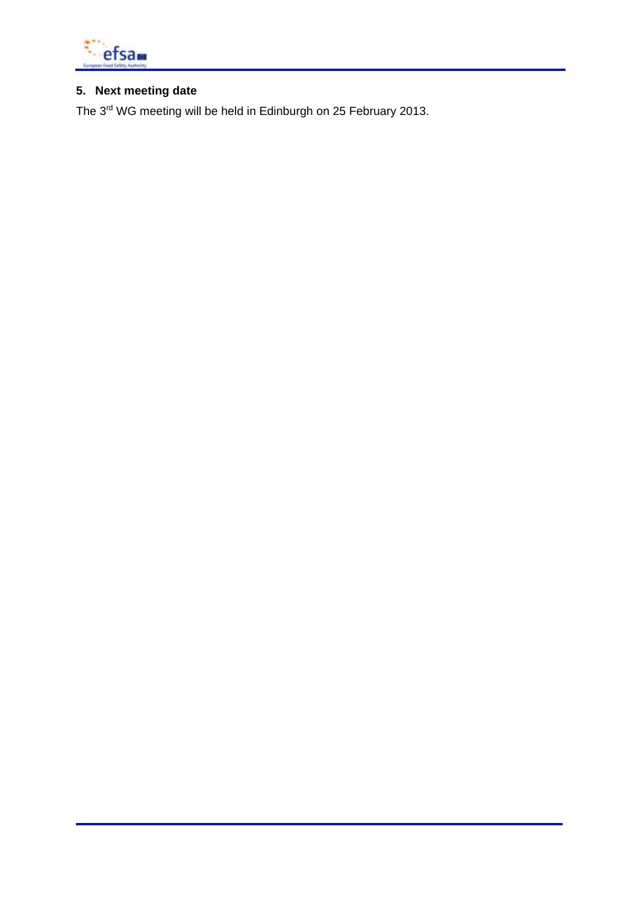## 5. Next meeting date

The 3rd WG meeting will be held in Edinburgh on 25 February 2013.